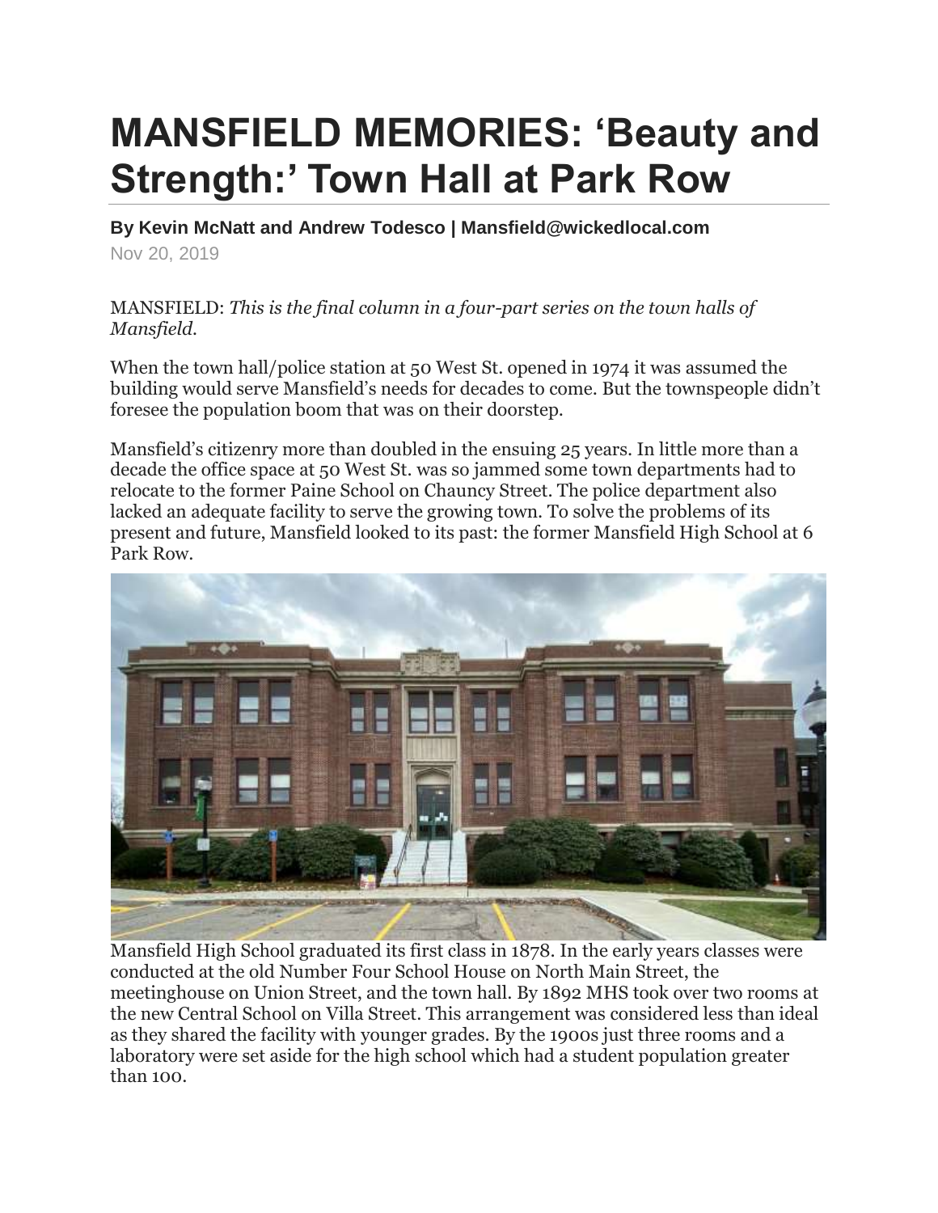# MANSFIELD MEMORIES: 'Beauty and Strength:' Town Hall at Park Row

**By Kevin McNatt and Andrew Todesco | Mansfield@wickedlocal.com**

Nov 20, 2019

MANSFIELD: *This is the final column in a four-part series on the town halls of Mansfield.*

When the town hall/police station at 50 West St. opened in 1974 it was assumed the building would serve Mansfield's needs for decades to come. But the townspeople didn't foresee the population boom that was on their doorstep.

Mansfield's citizenry more than doubled in the ensuing 25 years. In little more than a decade the office space at 50 West St. was so jammed some town departments had to relocate to the former Paine School on Chauncy Street. The police department also lacked an adequate facility to serve the growing town. To solve the problems of its present and future, Mansfield looked to its past: the former Mansfield High School at 6 Park Row.

Mansfield High School graduated its first class in 1878. In the early years classes were conducted at the old Number Four School House on North Main Street, the meetinghouse on Union Street, and the town hall. By 1892 MHS took over two rooms at the new Central School on Villa Street. This arrangement was considered less than ideal as they shared the facility with younger grades. By the 1900s just three rooms and a laboratory were set aside for the high school which had a student population greater than 100.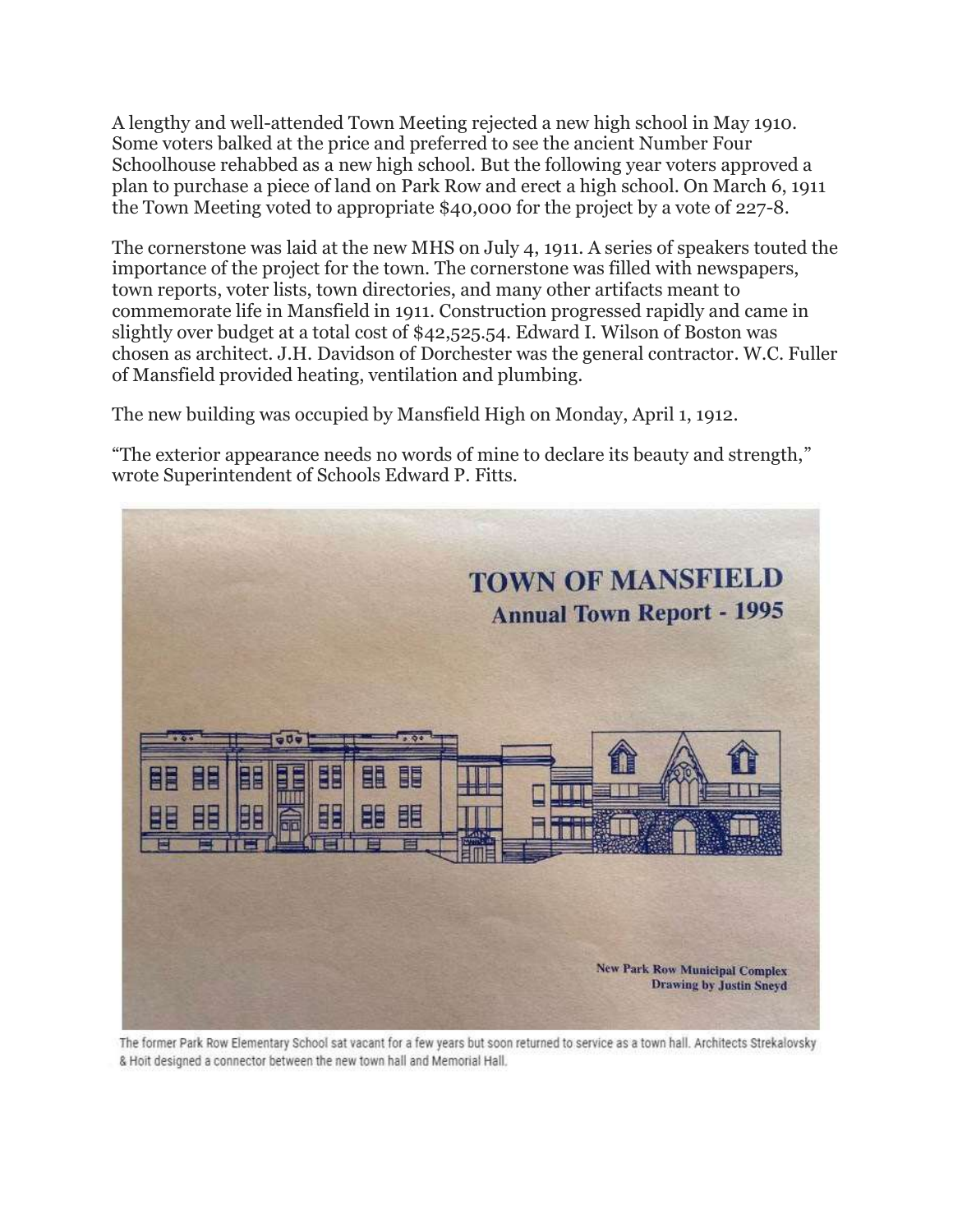A lengthy and well-attended Town Meeting rejected a new high school in May 1910. Some voters balked at the price and preferred to see the ancient Number Four Schoolhouse rehabbed as a new high school. But the following year voters approved a plan to purchase a piece of land on Park Row and erect a high school. On March 6, 1911 the Town Meeting voted to appropriate $40,000 for the project by a vote of 227-8.

The cornerstone was laid at the new MHS on July 4, 1911. A series of speakers touted the importance of the project for the town. The cornerstone was filled with newspapers, town reports, voter lists, town directories, and many other artifacts meant to commemorate life in Mansfield in 1911. Construction progressed rapidly and came in slightly over budget at a total cost of $42,525.54. Edward I. Wilson of Boston was chosen as architect. J.H. Davidson of Dorchester was the general contractor. W.C. Fuller of Mansfield provided heating, ventilation and plumbing.

The new building was occupied by Mansfield High on Monday, April 1, 1912.

"The exterior appearance needs no words of mine to declare its beauty and strength," wrote Superintendent of Schools Edward P. Fitts.

The former Park Row Elementary School sat vacant for a few years but soon returned to service as a town hall. Architects Strekalovsky & Hoit designed a connector between the new town hall and Memorial Hall.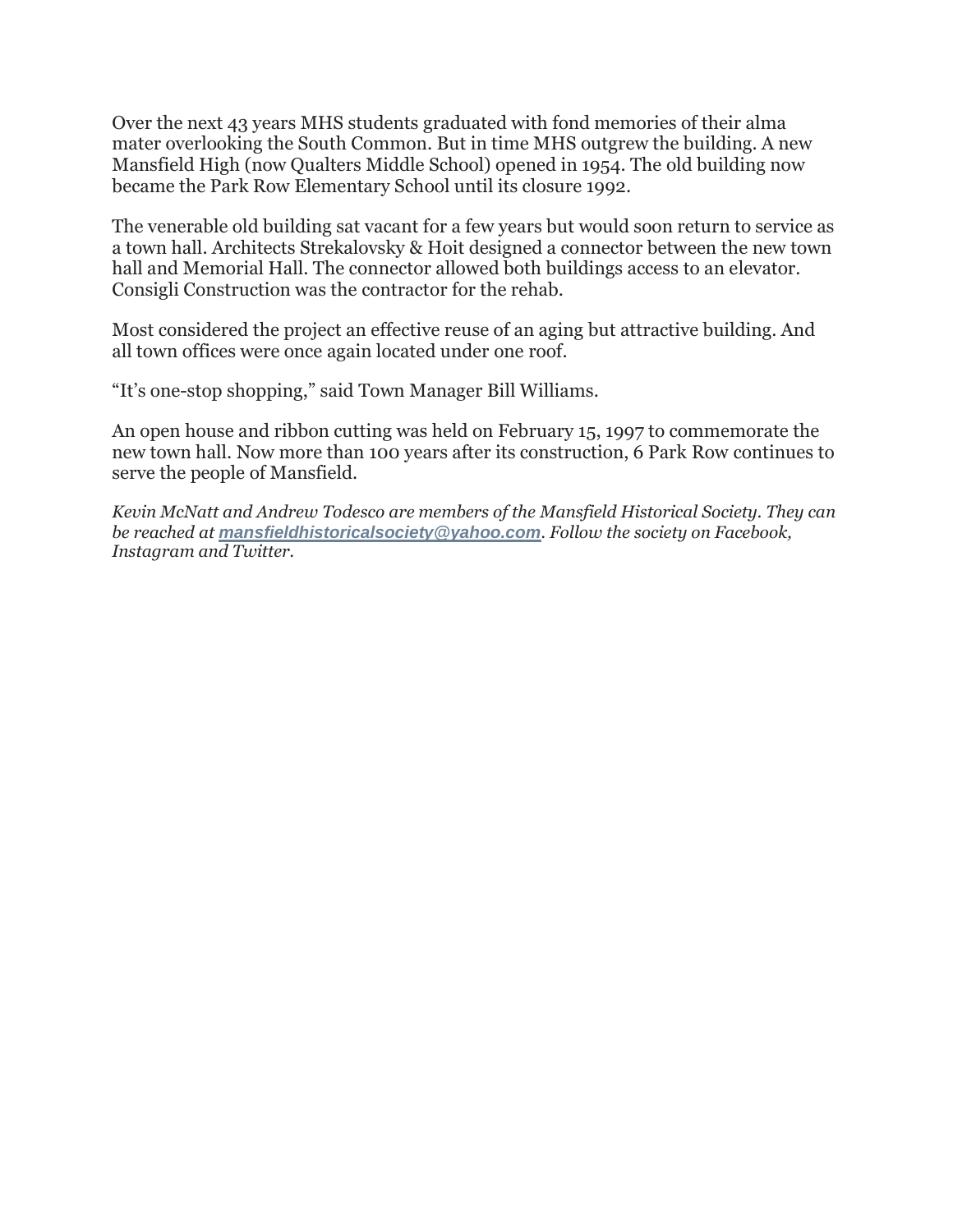Over the next 43 years MHS students graduated with fond memories of their alma mater overlooking the South Common. But in time MHS outgrew the building. A new Mansfield High (now Qualters Middle School) opened in 1954. The old building now became the Park Row Elementary School until its closure 1992.

The venerable old building sat vacant for a few years but would soon return to service as a town hall. Architects Strekalovsky & Hoit designed a connector between the new town hall and Memorial Hall. The connector allowed both buildings access to an elevator. Consigli Construction was the contractor for the rehab.

Most considered the project an effective reuse of an aging but attractive building. And all town offices were once again located under one roof.

“It’s one-stop shopping,” said Town Manager Bill Williams.

An open house and ribbon cutting was held on February 15, 1997 to commemorate the new town hall. Now more than 100 years after its construction, 6 Park Row continues to serve the people of Mansfield.

*Kevin McNatt and Andrew Todesco are members of the Mansfield Historical Society. They can be reached at* ***mansfieldhistoricalsociety@yahoo.com****. Follow the society on Facebook, Instagram and Twitter.*